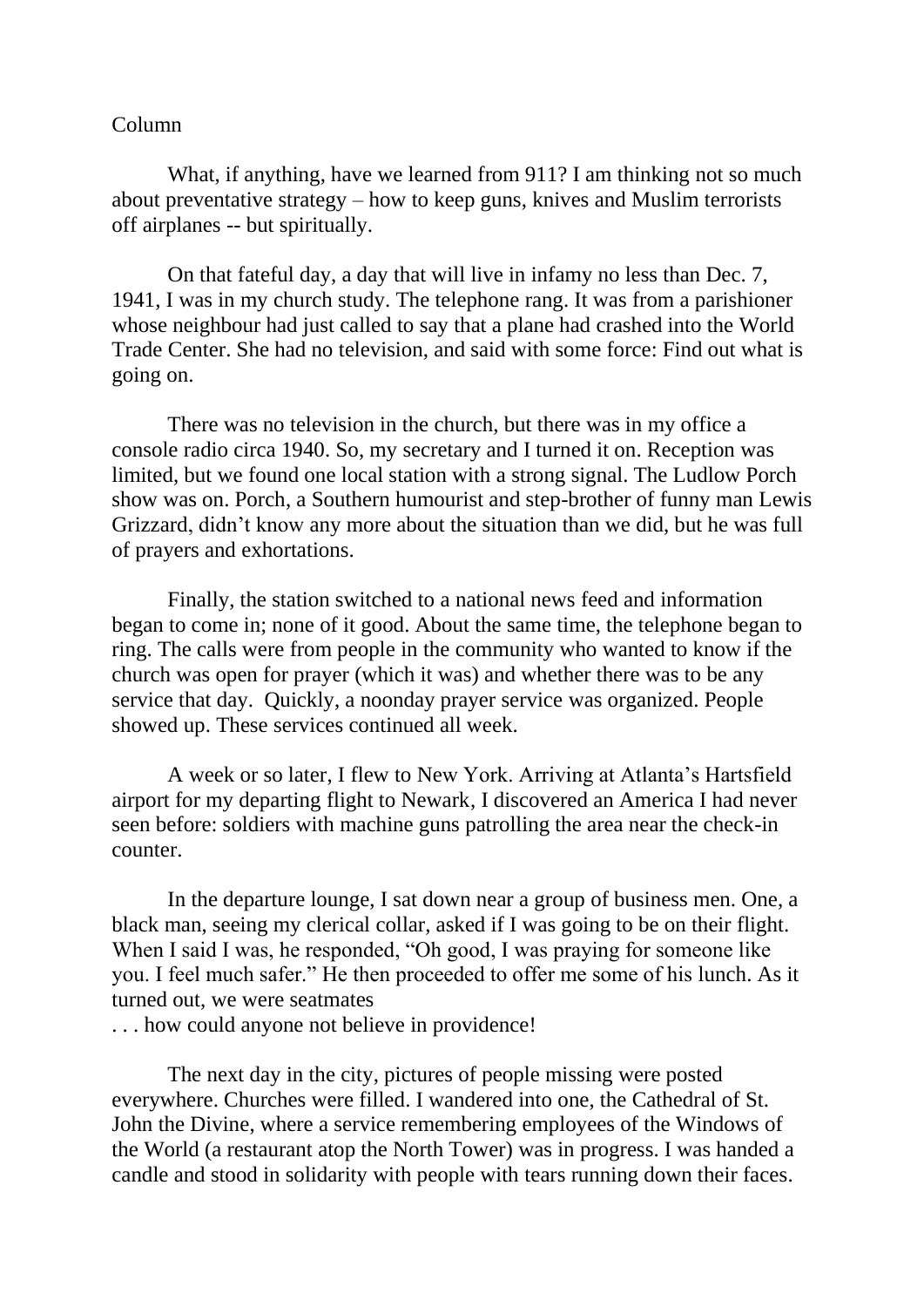Column

What, if anything, have we learned from 911? I am thinking not so much about preventative strategy – how to keep guns, knives and Muslim terrorists off airplanes -- but spiritually.

On that fateful day, a day that will live in infamy no less than Dec. 7, 1941, I was in my church study. The telephone rang. It was from a parishioner whose neighbour had just called to say that a plane had crashed into the World Trade Center. She had no television, and said with some force: Find out what is going on.

There was no television in the church, but there was in my office a console radio circa 1940. So, my secretary and I turned it on. Reception was limited, but we found one local station with a strong signal. The Ludlow Porch show was on. Porch, a Southern humourist and step-brother of funny man Lewis Grizzard, didn't know any more about the situation than we did, but he was full of prayers and exhortations.

Finally, the station switched to a national news feed and information began to come in; none of it good. About the same time, the telephone began to ring. The calls were from people in the community who wanted to know if the church was open for prayer (which it was) and whether there was to be any service that day. Quickly, a noonday prayer service was organized. People showed up. These services continued all week.

A week or so later, I flew to New York. Arriving at Atlanta's Hartsfield airport for my departing flight to Newark, I discovered an America I had never seen before: soldiers with machine guns patrolling the area near the check-in counter.

In the departure lounge, I sat down near a group of business men. One, a black man, seeing my clerical collar, asked if I was going to be on their flight. When I said I was, he responded, "Oh good, I was praying for someone like you. I feel much safer." He then proceeded to offer me some of his lunch. As it turned out, we were seatmates
. . . how could anyone not believe in providence!

The next day in the city, pictures of people missing were posted everywhere. Churches were filled. I wandered into one, the Cathedral of St. John the Divine, where a service remembering employees of the Windows of the World (a restaurant atop the North Tower) was in progress. I was handed a candle and stood in solidarity with people with tears running down their faces.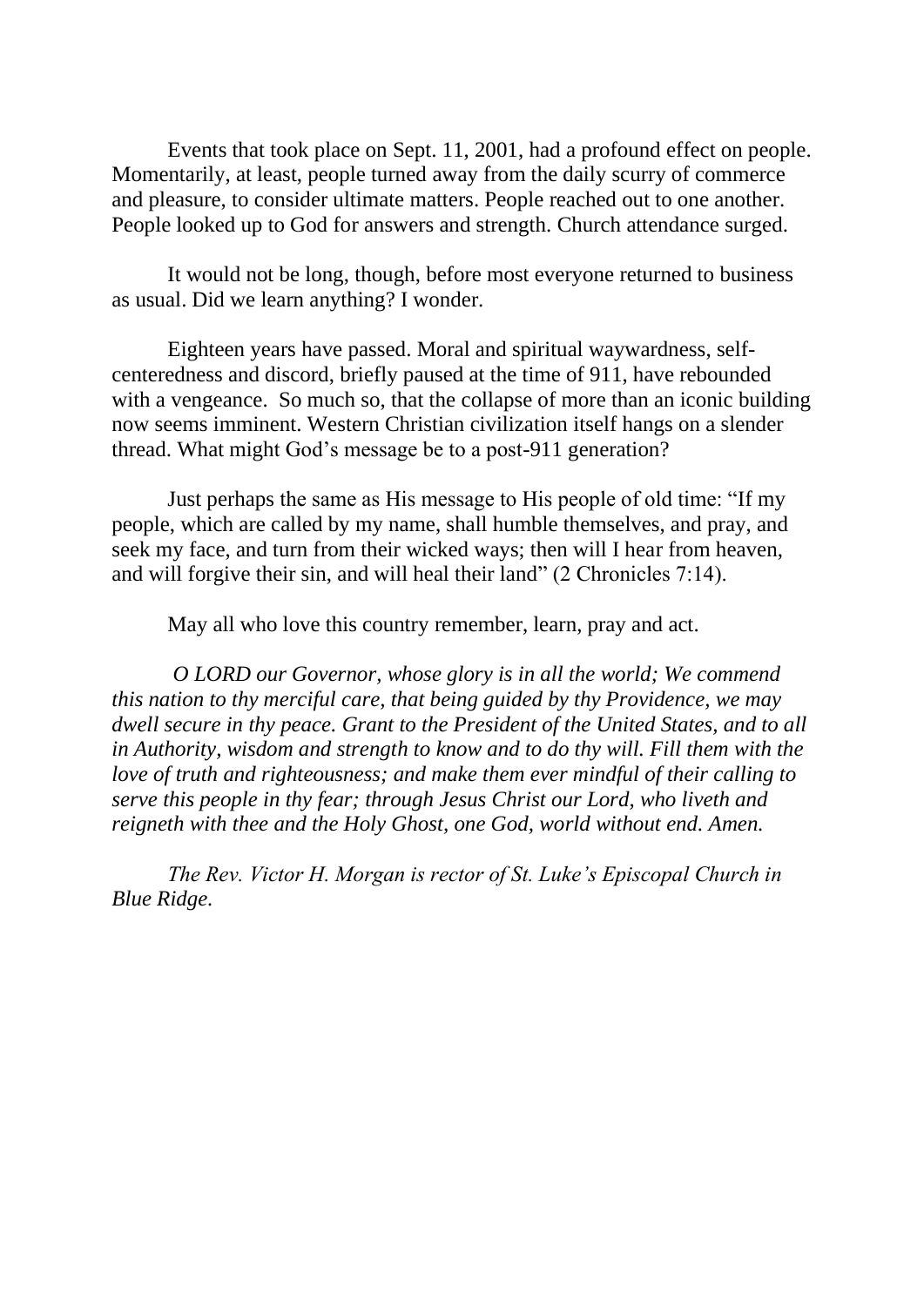Events that took place on Sept. 11, 2001, had a profound effect on people. Momentarily, at least, people turned away from the daily scurry of commerce and pleasure, to consider ultimate matters. People reached out to one another. People looked up to God for answers and strength. Church attendance surged.

It would not be long, though, before most everyone returned to business as usual. Did we learn anything? I wonder.

Eighteen years have passed. Moral and spiritual waywardness, self-centeredness and discord, briefly paused at the time of 911, have rebounded with a vengeance. So much so, that the collapse of more than an iconic building now seems imminent. Western Christian civilization itself hangs on a slender thread. What might God's message be to a post-911 generation?

Just perhaps the same as His message to His people of old time: "If my people, which are called by my name, shall humble themselves, and pray, and seek my face, and turn from their wicked ways; then will I hear from heaven, and will forgive their sin, and will heal their land" (2 Chronicles 7:14).

May all who love this country remember, learn, pray and act.

*O LORD our Governor, whose glory is in all the world; We commend this nation to thy merciful care, that being guided by thy Providence, we may dwell secure in thy peace. Grant to the President of the United States, and to all in Authority, wisdom and strength to know and to do thy will. Fill them with the love of truth and righteousness; and make them ever mindful of their calling to serve this people in thy fear; through Jesus Christ our Lord, who liveth and reigneth with thee and the Holy Ghost, one God, world without end. Amen.*

*The Rev. Victor H. Morgan is rector of St. Luke's Episcopal Church in Blue Ridge.*